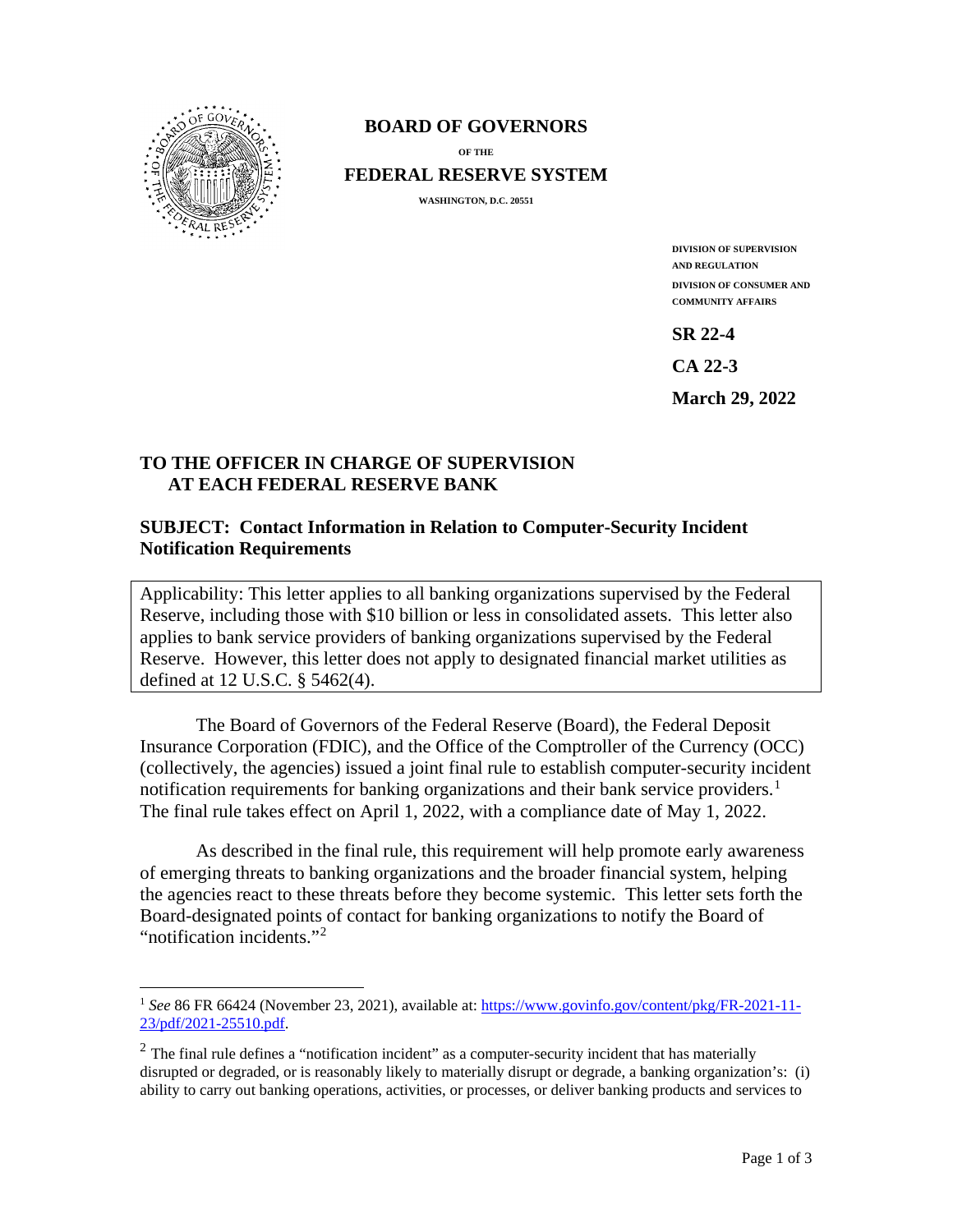**BOARD OF GOVERNORS**

OF THE

**FEDERAL RESERVE SYSTEM**

WASHINGTON, D.C. 20551

DIVISION OF SUPERVISION AND REGULATION

DIVISION OF CONSUMER AND COMMUNITY AFFAIRS

**SR 22-4**

**CA 22-3**

**March 29, 2022**

**TO THE OFFICER IN CHARGE OF SUPERVISION AT EACH FEDERAL RESERVE BANK**

**SUBJECT: Contact Information in Relation to Computer-Security Incident Notification Requirements**

> Applicability: This letter applies to all banking organizations supervised by the Federal Reserve, including those with $10 billion or less in consolidated assets. This letter also applies to bank service providers of banking organizations supervised by the Federal Reserve. However, this letter does not apply to designated financial market utilities as defined at 12 U.S.C. § 5462(4).

The Board of Governors of the Federal Reserve (Board), the Federal Deposit Insurance Corporation (FDIC), and the Office of the Comptroller of the Currency (OCC) (collectively, the agencies) issued a joint final rule to establish computer-security incident notification requirements for banking organizations and their bank service providers.[1] The final rule takes effect on April 1, 2022, with a compliance date of May 1, 2022.

As described in the final rule, this requirement will help promote early awareness of emerging threats to banking organizations and the broader financial system, helping the agencies react to these threats before they become systemic. This letter sets forth the Board-designated points of contact for banking organizations to notify the Board of "notification incidents."[2]

---

[1] *See* 86 FR 66424 (November 23, 2021), available at: https://www.govinfo.gov/content/pkg/FR-2021-11-23/pdf/2021-25510.pdf.

[2] The final rule defines a "notification incident" as a computer-security incident that has materially disrupted or degraded, or is reasonably likely to materially disrupt or degrade, a banking organization's: (i) ability to carry out banking operations, activities, or processes, or deliver banking products and services to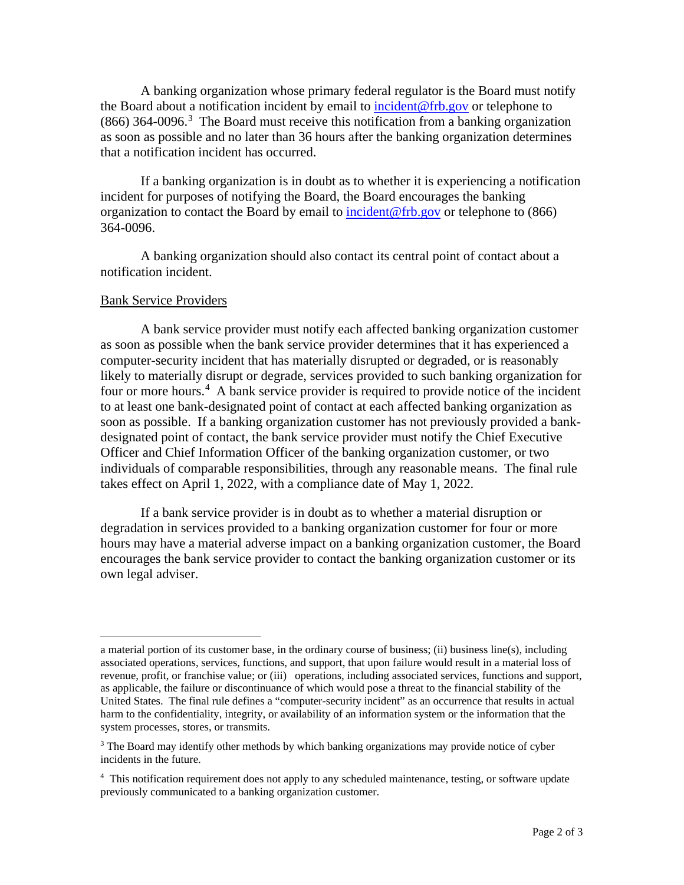A banking organization whose primary federal regulator is the Board must notify the Board about a notification incident by email to [incident@frb.gov](mailto:incident@frb.gov) or telephone to (866) 364-0096.[3] The Board must receive this notification from a banking organization as soon as possible and no later than 36 hours after the banking organization determines that a notification incident has occurred.

If a banking organization is in doubt as to whether it is experiencing a notification incident for purposes of notifying the Board, the Board encourages the banking organization to contact the Board by email to [incident@frb.gov](mailto:incident@frb.gov) or telephone to (866) 364-0096.

A banking organization should also contact its central point of contact about a notification incident.

<u>Bank Service Providers</u>

A bank service provider must notify each affected banking organization customer as soon as possible when the bank service provider determines that it has experienced a computer-security incident that has materially disrupted or degraded, or is reasonably likely to materially disrupt or degrade, services provided to such banking organization for four or more hours.[4] A bank service provider is required to provide notice of the incident to at least one bank-designated point of contact at each affected banking organization as soon as possible. If a banking organization customer has not previously provided a bank-designated point of contact, the bank service provider must notify the Chief Executive Officer and Chief Information Officer of the banking organization customer, or two individuals of comparable responsibilities, through any reasonable means. The final rule takes effect on April 1, 2022, with a compliance date of May 1, 2022.

If a bank service provider is in doubt as to whether a material disruption or degradation in services provided to a banking organization customer for four or more hours may have a material adverse impact on a banking organization customer, the Board encourages the bank service provider to contact the banking organization customer or its own legal adviser.

---

a material portion of its customer base, in the ordinary course of business; (ii) business line(s), including associated operations, services, functions, and support, that upon failure would result in a material loss of revenue, profit, or franchise value; or (iii) operations, including associated services, functions and support, as applicable, the failure or discontinuance of which would pose a threat to the financial stability of the United States. The final rule defines a "computer-security incident" as an occurrence that results in actual harm to the confidentiality, integrity, or availability of an information system or the information that the system processes, stores, or transmits.

[3] The Board may identify other methods by which banking organizations may provide notice of cyber incidents in the future.

[4] This notification requirement does not apply to any scheduled maintenance, testing, or software update previously communicated to a banking organization customer.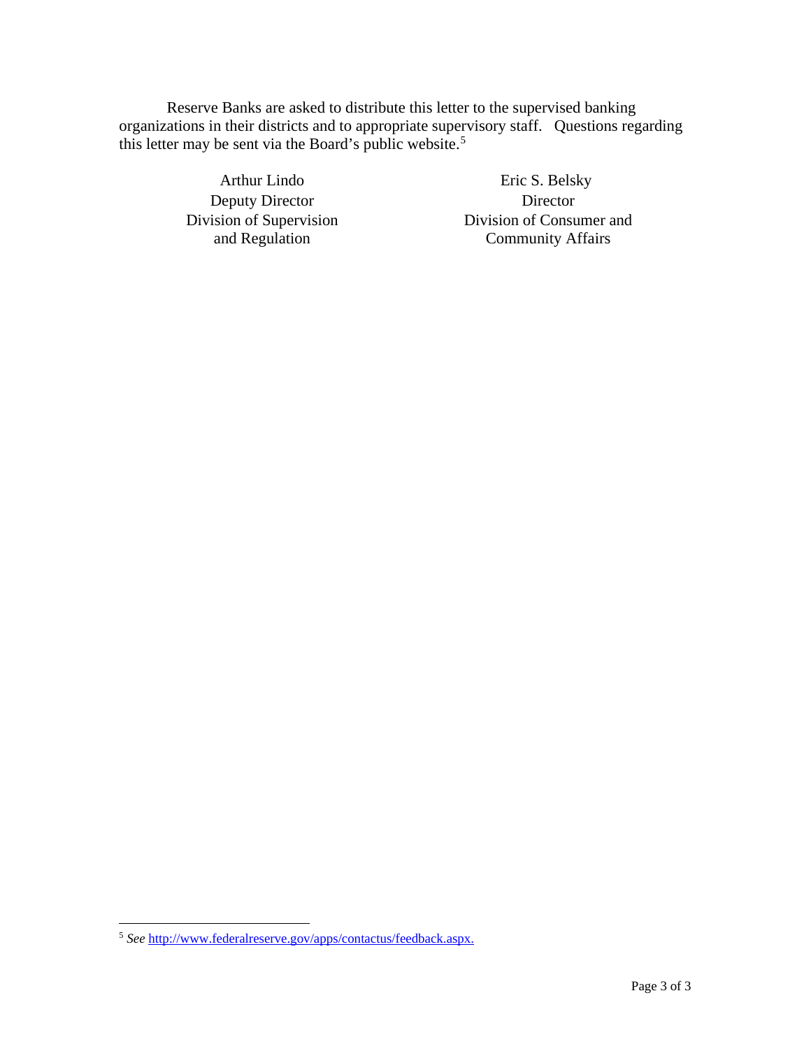Reserve Banks are asked to distribute this letter to the supervised banking organizations in their districts and to appropriate supervisory staff. Questions regarding this letter may be sent via the Board's public website.[5]

Arthur Lindo
Deputy Director
Division of Supervision
and Regulation

Eric S. Belsky
Director
Division of Consumer and
Community Affairs

---

[5] *See* http://www.federalreserve.gov/apps/contactus/feedback.aspx.